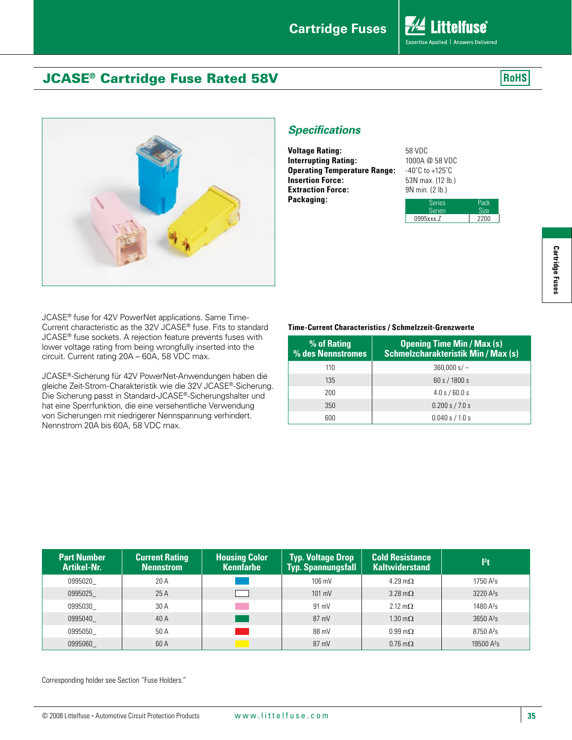# JCASE® Cartridge Fuse Rated 58V

RoHS

## *Specifications*

**Voltage Rating:** 58 VDC
**Interrupting Rating:** 1000A @ 58 VDC
**Operating Temperature Range:** -40˚C to +125˚C
**Insertion Force:** 53N max. (12 lb.)
**Extraction Force:** 9N min. (2 lb.)
**Packaging:**

| Series Serien | Pack Size |
|---|---|
| 0995xxx.Z | 2200 |

JCASE® fuse for 42V PowerNet applications. Same Time-Current characteristic as the 32V JCASE® fuse. Fits to standard JCASE® fuse sockets. A rejection feature prevents fuses with lower voltage rating from being wrongfully inserted into the circuit. Current rating 20A – 60A, 58 VDC max.

JCASE®-Sicherung für 42V PowerNet-Anwendungen haben die gleiche Zeit-Strom-Charakteristik wie die 32V JCASE®-Sicherung. Die Sicherung passt in Standard-JCASE®-Sicherungshalter und hat eine Sperrfunktion, die eine versehentliche Verwendung von Sicherungen mit niedrigerer Nennspannung verhindert. Nennstrom 20A bis 60A, 58 VDC max.

**Time-Current Characteristics / Schmelzzeit-Grenzwerte**

| % of Rating % des Nennstromes | Opening Time Min / Max (s) Schmelzcharakteristik Min / Max (s) |
|---|---|
| 110 | 360,000 s / – |
| 135 | 60 s / 1800 s |
| 200 | 4.0 s / 60.0 s |
| 350 | 0.200 s / 7.0 s |
| 600 | 0.040 s / 1.0 s |

| Part Number Artikel-Nr. | Current Rating Nennstrom | Housing Color Kennfarbe | Typ. Voltage Drop Typ. Spannungsfall | Cold Resistance Kaltwiderstand | I²t |
|---|---|---|---|---|---|
| 0995020_ | 20 A | Blue | 106 mV | 4.29 mΩ | 1750 A²s |
| 0995025_ | 25 A | White | 101 mV | 3.28 mΩ | 3220 A²s |
| 0995030_ | 30 A | Pink | 91 mV | 2.12 mΩ | 1480 A²s |
| 0995040_ | 40 A | Green | 87 mV | 1.30 mΩ | 3650 A²s |
| 0995050_ | 50 A | Red | 88 mV | 0.99 mΩ | 8750 A²s |
| 0995060_ | 60 A | Yellow | 87 mV | 0.76 mΩ | 19500 A²s |

Corresponding holder see Section "Fuse Holders."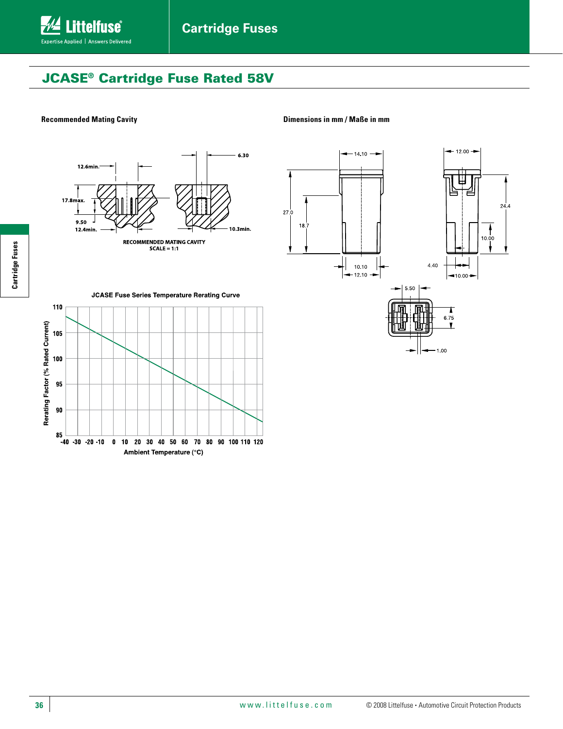# JCASE® Cartridge Fuse Rated 58V

**Recommended Mating Cavity**

12.6min.
6.30
17.8max.
9.50
12.4min.
10.3min.

RECOMMENDED MATING CAVITY
SCALE = 1:1

**Dimensions in mm / Maße in mm**

14.10
12.00
27.0
18.7
24.4
10.00
10.10
12.10
4.40
10.00
5.50
6.75
1.00

**JCASE Fuse Series Temperature Rerating Curve**

Rerating Factor (% Rated Current)

110
105
100
95
90
85

-40 -30 -20 -10 0 10 20 30 40 50 60 70 80 90 100 110 120

Ambient Temperature (°C)